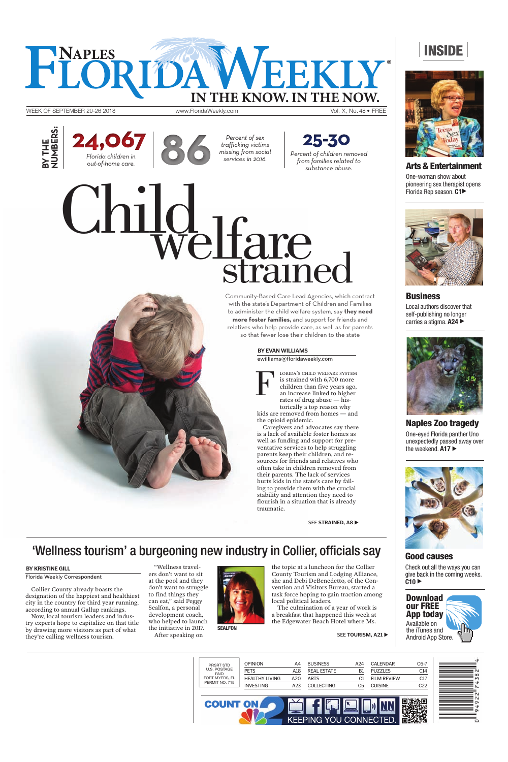# NAPLES FLORIDA WEEKLY

**IN THE KNOW. IN THE NOW.**

WEEK OF SEPTEMBER 20-26 2018 | www.FloridaWeekly.com | Vol. X, No. 48 • FREE

**BY THE NUMBERS:**

**24,067** *Florida children in out-of-home care.*

**86** *Percent of sex trafficking victims missing from social services in 2016.*

**25-30** *Percent of children removed from families related to substance abuse.*

# Child welfare strained

Community-Based Care Lead Agencies, which contract with the state's Department of Children and Families to administer the child welfare system, say **they need more foster families,** and support for friends and relatives who help provide care, as well as for parents so that fewer lose their children to the state

**BY EVAN WILLIAMS**
ewilliams@floridaweekly.com

FLORIDA'S CHILD WELFARE SYSTEM is strained with 6,700 more children than five years ago, an increase linked to higher rates of drug abuse — historically a top reason why kids are removed from homes — and the opioid epidemic.

Caregivers and advocates say there is a lack of available foster homes as well as funding and support for preventative services to help struggling parents keep their children, and resources for friends and relatives who often take in children removed from their parents. The lack of services hurts kids in the state's care by failing to provide them with the crucial stability and attention they need to flourish in a situation that is already traumatic.

SEE **STRAINED, A8** ▶

## 'Wellness tourism' a burgeoning new industry in Collier, officials say

**BY KRISTINE GILL**
Florida Weekly Correspondent

Collier County already boasts the designation of the happiest and healthiest city in the country for third year running, according to annual Gallup rankings.

Now, local tourism leaders and industry experts hope to capitalize on that title by drawing more visitors as part of what they're calling wellness tourism.

"Wellness travelers don't want to sit at the pool and they don't want to struggle to find things they can eat," said Peggy Sealfon, a personal development coach, who helped to launch the initiative in 2017.

After speaking on the topic at a luncheon for the Collier County Tourism and Lodging Alliance, she and Debi DeBenedetto, of the Convention and Visitors Bureau, started a task force hoping to gain traction among local political leaders.

The culmination of a year of work is a breakfast that happened this week at the Edgewater Beach Hotel where Ms.

SEALFON

SEE **TOURISM, A21** ▶

## INSIDE

**Arts & Entertainment**
One-woman show about pioneering sex therapist opens Florida Rep season. **C1** ▶

**Business**
Local authors discover that self-publishing no longer carries a stigma. **A24** ▶

**Naples Zoo tragedy**
One-eyed Florida panther Uno unexpectedly passed away over the weekend. **A17** ▶

**Good causes**
Check out all the ways you can give back in the coming weeks. **C10** ▶

**Download our FREE App today**
Available on the iTunes and Android App Store.

PRSRT STD
U.S. POSTAGE
PAID
FORT MYERS, FL
PERMIT NO. 715

| | | | | | |
|---|---|---|---|---|---|
| OPINION | A4 | BUSINESS | A24 | CALENDAR | C6-7 |
| PETS | A18 | REAL ESTATE | B1 | PUZZLES | C14 |
| HEALTHY LIVING | A20 | ARTS | C1 | FILM REVIEW | C17 |
| INVESTING | A23 | COLLECTING | C5 | CUISINE | C22 |

COUNT ON 2 — KEEPING YOU CONNECTED.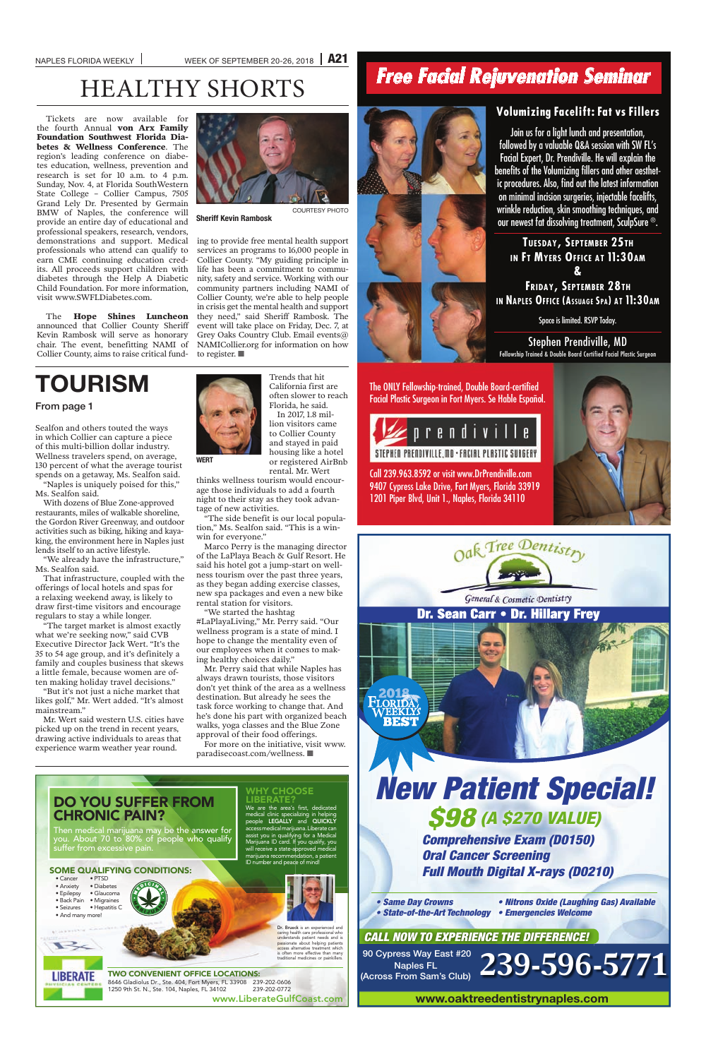# HEALTHY SHORTS

Tickets are now available for the fourth Annual **von Arx Family Foundation Southwest Florida Diabetes & Wellness Conference**. The region's leading conference on diabetes education, wellness, prevention and research is set for 10 a.m. to 4 p.m. Sunday, Nov. 4, at Florida SouthWestern State College – Collier Campus, 7505 Grand Lely Dr. Presented by Germain BMW of Naples, the conference will provide an entire day of educational and professional speakers, research, vendors, demonstrations and support. Medical professionals who attend can qualify to earn CME continuing education credits. All proceeds support children with diabetes through the Help A Diabetic Child Foundation. For more information, visit www.SWFLDiabetes.com.

The **Hope Shines Luncheon** announced that Collier County Sheriff Kevin Rambosk will serve as honorary chair. The event, benefitting NAMI of Collier County, aims to raise critical funding to provide free mental health support services an programs to 16,000 people in Collier County. "My guiding principle in life has been a commitment to community, safety and service. Working with our community partners including NAMI of Collier County, we're able to help people in crisis get the mental health and support they need," said Sheriff Rambosk. The event will take place on Friday, Dec. 7, at Grey Oaks Country Club. Email events@NAMICollier.org for information on how to register. ■

COURTESY PHOTO

**Sheriff Kevin Rambosk**

# TOURISM

From page 1

Sealfon and others touted the ways in which Collier can capture a piece of this multi-billion dollar industry. Wellness travelers spend, on average, 130 percent of what the average tourist spends on a getaway, Ms. Sealfon said.

"Naples is uniquely poised for this," Ms. Sealfon said.

With dozens of Blue Zone-approved restaurants, miles of walkable shoreline, the Gordon River Greenway, and outdoor activities such as biking, hiking and kayaking, the environment here in Naples just lends itself to an active lifestyle.

"We already have the infrastructure," Ms. Sealfon said.

That infrastructure, coupled with the offerings of local hotels and spas for a relaxing weekend away, is likely to draw first-time visitors and encourage regulars to stay a while longer.

"The target market is almost exactly what we're seeking now," said CVB Executive Director Jack Wert. "It's the 35 to 54 age group, and it's definitely a family and couples business that skews a little female, because women are often making holiday travel decisions."

"But it's not just a niche market that likes golf," Mr. Wert added. "It's almost mainstream."

Mr. Wert said western U.S. cities have picked up on the trend in recent years, drawing active individuals to areas that experience warm weather year round.

**WERT**

Trends that hit California first are often slower to reach Florida, he said.

In 2017, 1.8 million visitors came to Collier County and stayed in paid housing like a hotel or registered AirBnb rental. Mr. Wert thinks wellness tourism would encourage those individuals to add a fourth night to their stay as they took advantage of new activities.

"The side benefit is our local population," Ms. Sealfon said. "This is a win-win for everyone."

Marco Perry is the managing director of the LaPlaya Beach & Gulf Resort. He said his hotel got a jump-start on wellness tourism over the past three years, as they began adding exercise classes, new spa packages and even a new bike rental station for visitors.

"We started the hashtag #LaPlayaLiving," Mr. Perry said. "Our wellness program is a state of mind. I hope to change the mentality even of our employees when it comes to making healthy choices daily."

Mr. Perry said that while Naples has always drawn tourists, those visitors don't yet think of the area as a wellness destination. But already he sees the task force working to change that. And he's done his part with organized beach walks, yoga classes and the Blue Zone approval of their food offerings.

For more on the initiative, visit www.paradisecoast.com/wellness. ■

---

## Free Facial Rejuvenation Seminar

### Volumizing Facelift: Fat vs Fillers

Join us for a light lunch and presentation, followed by a valuable Q&A session with SW FL's Facial Expert, Dr. Prendiville. He will explain the benefits of the Volumizing fillers and other aesthetic procedures. Also, find out the latest information on minimal incision surgeries, injectable facelifts, wrinkle reduction, skin smoothing techniques, and our newest fat dissolving treatment, SculpSure®.

**Tuesday, September 25th in Ft Myers Office at 11:30am**
**&**
**Friday, September 28th in Naples Office (Assuage Spa) at 11:30am**

Space is limited. RSVP Today.

Stephen Prendiville, MD
Fellowship Trained & Double Board Certified Facial Plastic Surgeon

The ONLY Fellowship-trained, Double Board-certified Facial Plastic Surgeon in Fort Myers. Se Habla Español.

prendiville
STEPHEN PRENDIVILLE, MD • FACIAL PLASTIC SURGERY

Call 239.963.8592 or visit www.DrPrendiville.com
9407 Cypress Lake Drive, Fort Myers, Florida 33919
1201 Piper Blvd, Unit 1., Naples, Florida 34110

---

Oak Tree Dentistry
General & Cosmetic Dentistry
**Dr. Sean Carr • Dr. Hillary Frey**

2018 Florida Weekly's Best

## New Patient Special!

**$98 (A $270 VALUE)**

*Comprehensive Exam (D0150)*
*Oral Cancer Screening*
*Full Mouth Digital X-rays (D0210)*

- Same Day Crowns
- State-of-the-Art Technology
- Nitrons Oxide (Laughing Gas) Available
- Emergencies Welcome

**CALL NOW TO EXPERIENCE THE DIFFERENCE!**

90 Cypress Way East #20
Naples FL
(Across From Sam's Club)

**239-596-5771**

www.oaktreedentistrynaples.com

---

## DO YOU SUFFER FROM CHRONIC PAIN?

Then medical marijuana may be the answer for you. About 70 to 80% of people who qualify suffer from excessive pain.

### SOME QUALIFYING CONDITIONS:

- Cancer
- Anxiety
- Epilepsy
- Back Pain
- Seizures
- And many more!
- PTSD
- Diabetes
- Glaucoma
- Migraines
- Hepatitis C

### WHY CHOOSE LIBERATE?

We are the area's first, dedicated medical clinic specializing in helping people LEGALLY and QUICKLY access medical marijuana. Liberate can assist you in qualifying for a Medical Marijuana ID card. If you qualify, you will receive a state-approved medical marijuana recommendation, a patient ID number and peace of mind!

Dr. Brueck is an experienced and caring health care professional who understands patient needs and is passionate about helping patients access alternative treatment which is often more effective than many traditional medicines or painkillers.

LIBERATE PHYSICIAN CENTERS

TWO CONVENIENT OFFICE LOCATIONS:
8646 Gladiolus Dr., Ste. 404, Fort Myers, FL 33908 239-202-0606
1250 9th St. N., Ste. 104, Naples, FL 34102 239-202-0772

www.LiberateGulfCoast.com